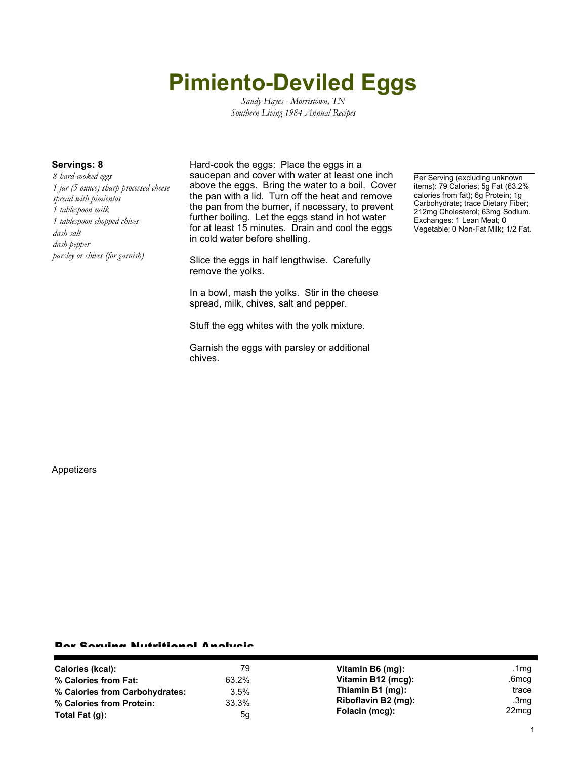# Pimiento-Deviled Eggs

*Sandy Hayes - Morristown, TN*
*Southern Living 1984 Annual Recipes*

**Servings: 8**

*8 hard-cooked eggs*
*1 jar (5 ounce) sharp processed cheese spread with pimientos*
*1 tablespoon milk*
*1 tablespoon chopped chives*
*dash salt*
*dash pepper*
*parsley or chives (for garnish)*

Hard-cook the eggs: Place the eggs in a saucepan and cover with water at least one inch above the eggs. Bring the water to a boil. Cover the pan with a lid. Turn off the heat and remove the pan from the burner, if necessary, to prevent further boiling. Let the eggs stand in hot water for at least 15 minutes. Drain and cool the eggs in cold water before shelling.

Slice the eggs in half lengthwise. Carefully remove the yolks.

In a bowl, mash the yolks. Stir in the cheese spread, milk, chives, salt and pepper.

Stuff the egg whites with the yolk mixture.

Garnish the eggs with parsley or additional chives.

Per Serving (excluding unknown items): 79 Calories; 5g Fat (63.2% calories from fat); 6g Protein; 1g Carbohydrate; trace Dietary Fiber; 212mg Cholesterol; 63mg Sodium. Exchanges: 1 Lean Meat; 0 Vegetable; 0 Non-Fat Milk; 1/2 Fat.

Appetizers

## Per Serving Nutritional Analysis

| | | | |
|---|---|---|---|
| **Calories (kcal):** | 79 | **Vitamin B6 (mg):** | .1mg |
| **% Calories from Fat:** | 63.2% | **Vitamin B12 (mcg):** | .6mcg |
| **% Calories from Carbohydrates:** | 3.5% | **Thiamin B1 (mg):** | trace |
| **% Calories from Protein:** | 33.3% | **Riboflavin B2 (mg):** | .3mg |
| **Total Fat (g):** | 5g | **Folacin (mcg):** | 22mcg |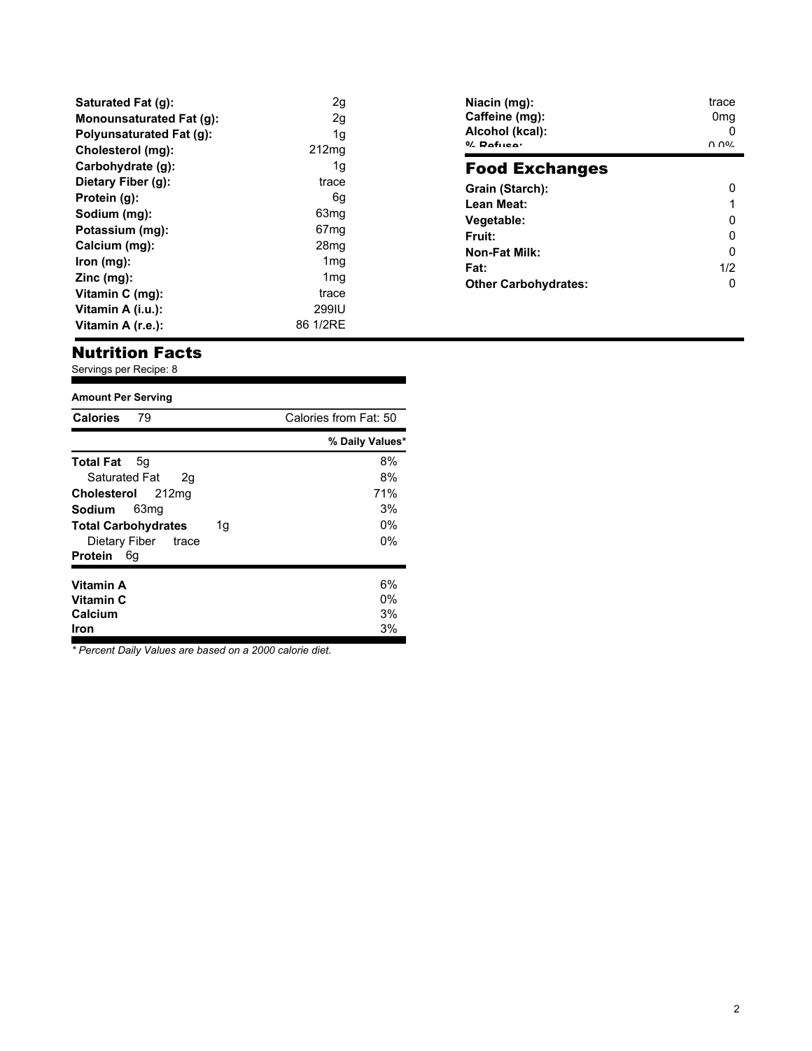| | |
|---|---|
| **Saturated Fat (g):** | 2g |
| **Monounsaturated Fat (g):** | 2g |
| **Polyunsaturated Fat (g):** | 1g |
| **Cholesterol (mg):** | 212mg |
| **Carbohydrate (g):** | 1g |
| **Dietary Fiber (g):** | trace |
| **Protein (g):** | 6g |
| **Sodium (mg):** | 63mg |
| **Potassium (mg):** | 67mg |
| **Calcium (mg):** | 28mg |
| **Iron (mg):** | 1mg |
| **Zinc (mg):** | 1mg |
| **Vitamin C (mg):** | trace |
| **Vitamin A (i.u.):** | 299IU |
| **Vitamin A (r.e.):** | 86 1/2RE |

| | |
|---|---|
| **Niacin (mg):** | trace |
| **Caffeine (mg):** | 0mg |
| **Alcohol (kcal):** | 0 |
| **% Refuse:** | 0.0% |

## Food Exchanges

| | |
|---|---|
| **Grain (Starch):** | 0 |
| **Lean Meat:** | 1 |
| **Vegetable:** | 0 |
| **Fruit:** | 0 |
| **Non-Fat Milk:** | 0 |
| **Fat:** | 1/2 |
| **Other Carbohydrates:** | 0 |

## Nutrition Facts

Servings per Recipe: 8

**Amount Per Serving**

| **Calories** 79 | Calories from Fat: 50 |
|---|---|
| | **% Daily Values*** |
| **Total Fat** 5g | 8% |
| Saturated Fat 2g | 8% |
| **Cholesterol** 212mg | 71% |
| **Sodium** 63mg | 3% |
| **Total Carbohydrates** 1g | 0% |
| Dietary Fiber trace | 0% |
| **Protein** 6g | |
| **Vitamin A** | 6% |
| **Vitamin C** | 0% |
| **Calcium** | 3% |
| **Iron** | 3% |

*\* Percent Daily Values are based on a 2000 calorie diet.*